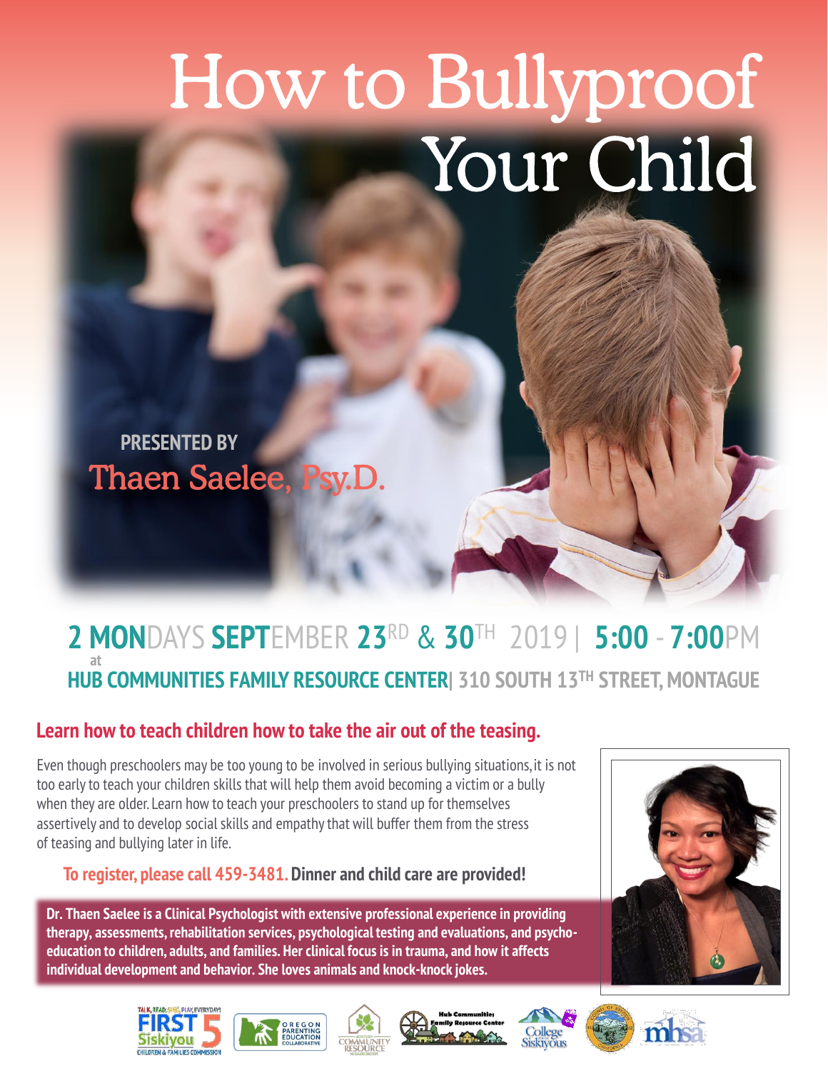# How to Bullyproof Your Child

**PRESENTED BY**

Thaen Saelee, Psy.D.

## 2 MONDAYS SEPTEMBER 23RD & 30TH 2019 | 5:00 - 7:00PM

at

**HUB COMMUNITIES FAMILY RESOURCE CENTER | 310 SOUTH 13TH STREET, MONTAGUE**

### Learn how to teach children how to take the air out of the teasing.

Even though preschoolers may be too young to be involved in serious bullying situations, it is not too early to teach your children skills that will help them avoid becoming a victim or a bully when they are older. Learn how to teach your preschoolers to stand up for themselves assertively and to develop social skills and empathy that will buffer them from the stress of teasing and bullying later in life.

**To register, please call 459-3481. Dinner and child care are provided!**

**Dr. Thaen Saelee is a Clinical Psychologist with extensive professional experience in providing therapy, assessments, rehabilitation services, psychological testing and evaluations, and psycho-education to children, adults, and families. Her clinical focus is in trauma, and how it affects individual development and behavior. She loves animals and knock-knock jokes.**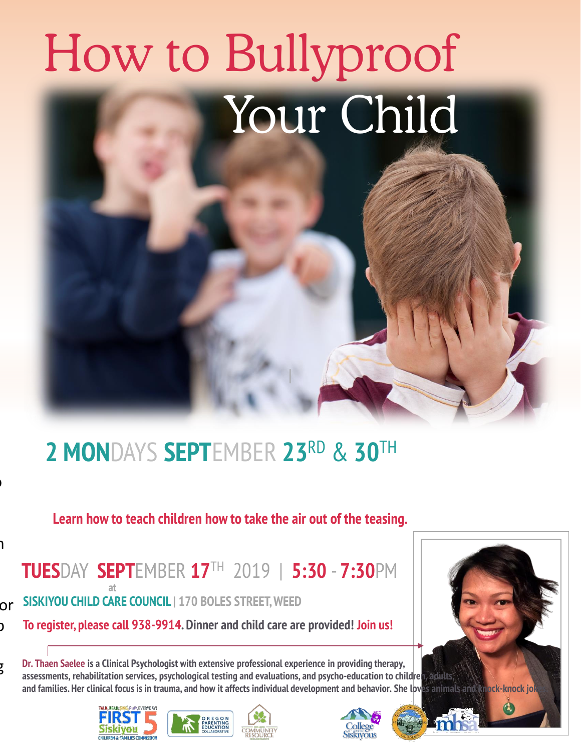# How to Bullyproof Your Child

## 2 MONDAYS SEPTEMBER 23RD & 30TH

**Learn how to teach children how to take the air out of the teasing.**

## TUESDAY SEPTEMBER 17TH 2019 | 5:30 - 7:30PM

at

**SISKIYOU CHILD CARE COUNCIL** | 170 BOLES STREET, WEED

**To register, please call 938-9914.** Dinner and child care are provided! Join us!

**Dr. Thaen Saelee** is a Clinical Psychologist with extensive professional experience in providing therapy, assessments, rehabilitation services, psychological testing and evaluations, and psycho-education to children, adults, and families. Her clinical focus is in trauma, and how it affects individual development and behavior. She loves animals and knock-knock jokes.

TALK, READ, SING, PLAY, EVERYDAY! FIRST 5 Siskiyou CHILDREN & FAMILIES COMMISSION | OREGON PARENTING EDUCATION COLLABORATIVE | COMMUNITY RESOURCE | College of the Siskiyous | mhsa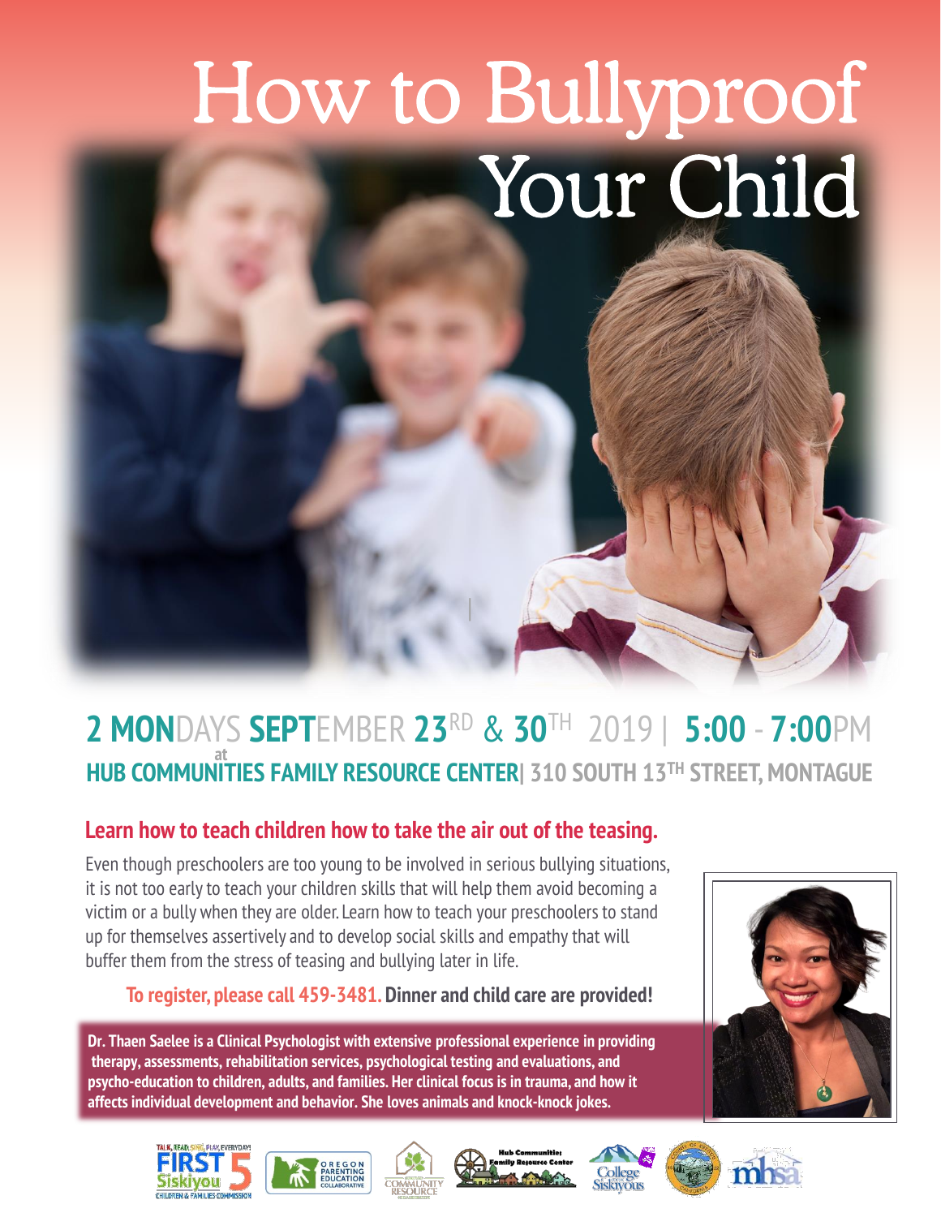# How to Bullyproof Your Child

## 2 MONDAYS SEPTEMBER 23RD & 30TH 2019 | 5:00 - 7:00PM

**at HUB COMMUNITIES FAMILY RESOURCE CENTER | 310 SOUTH 13TH STREET, MONTAGUE**

### Learn how to teach children how to take the air out of the teasing.

Even though preschoolers are too young to be involved in serious bullying situations, it is not too early to teach your children skills that will help them avoid becoming a victim or a bully when they are older. Learn how to teach your preschoolers to stand up for themselves assertively and to develop social skills and empathy that will buffer them from the stress of teasing and bullying later in life.

**To register, please call 459-3481. Dinner and child care are provided!**

**Dr. Thaen Saelee is a Clinical Psychologist with extensive professional experience in providing therapy, assessments, rehabilitation services, psychological testing and evaluations, and psycho-education to children, adults, and families. Her clinical focus is in trauma, and how it affects individual development and behavior. She loves animals and knock-knock jokes.**

TALK, READ, SING, PLAY, EVERYDAY! FIRST 5 Siskiyou CHILDREN & FAMILIES COMMISSION | OREGON PARENTING EDUCATION COLLABORATIVE | COMMUNITY RESOURCE | Hub Communities Family Resource Center | College of the Siskiyous | mhsa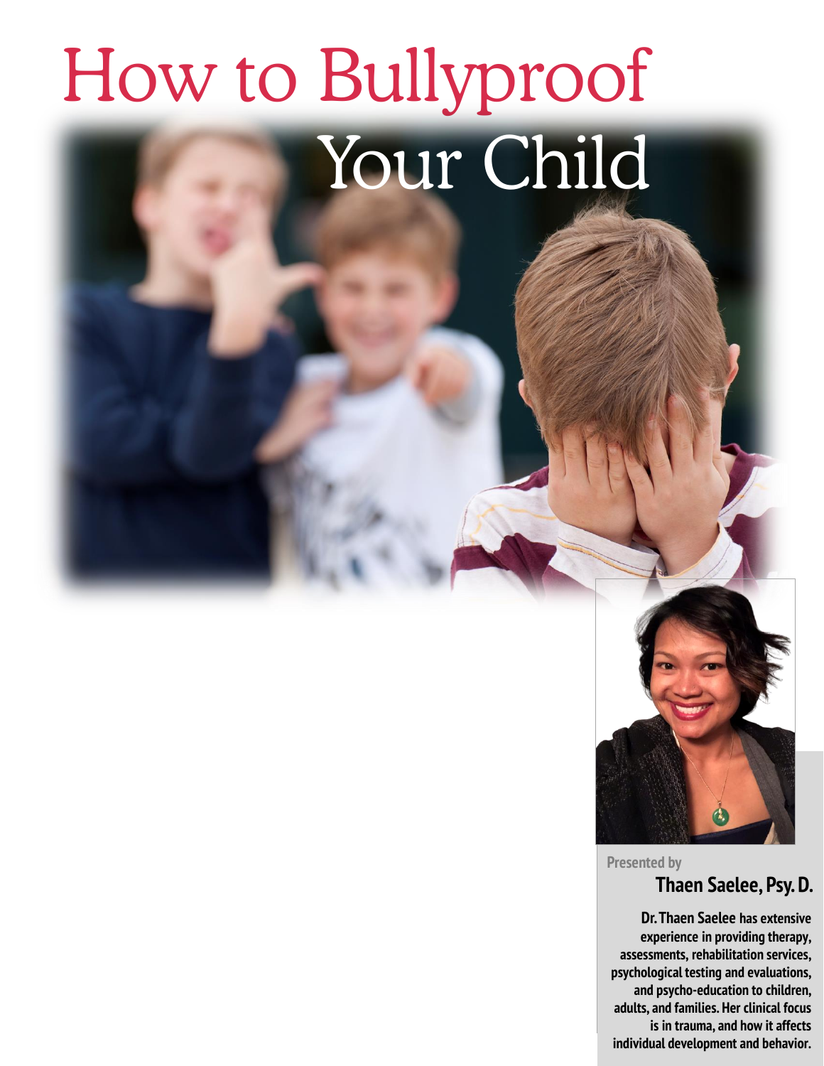# How to Bullyproof Your Child

Presented by

**Thaen Saelee, Psy. D.**

**Dr. Thaen Saelee has extensive experience in providing therapy, assessments, rehabilitation services, psychological testing and evaluations, and psycho-education to children, adults, and families. Her clinical focus is in trauma, and how it affects individual development and behavior.**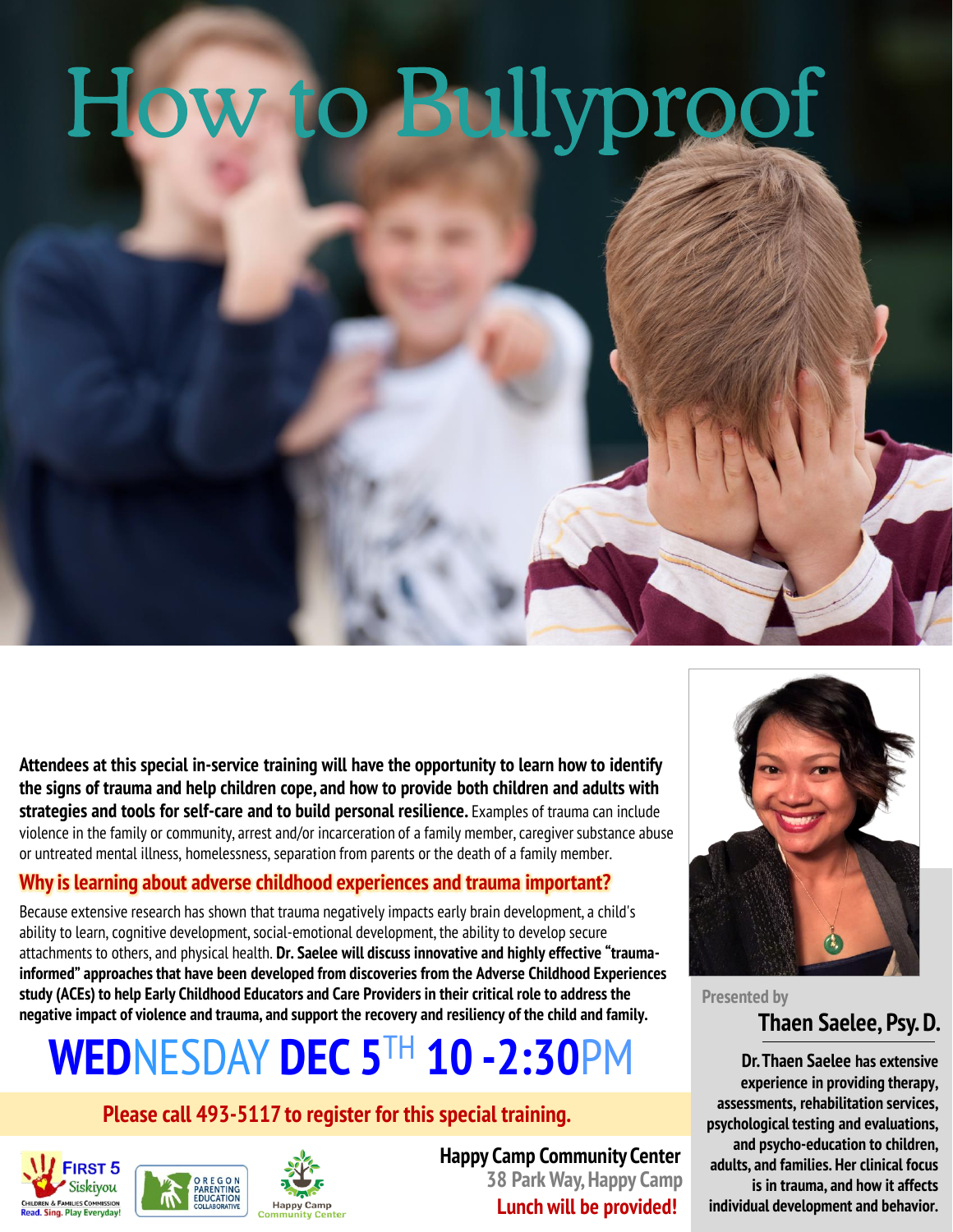# How to Bullyproof

**Attendees at this special in-service training will have the opportunity to learn how to identify the signs of trauma and help children cope, and how to provide both children and adults with strategies and tools for self-care and to build personal resilience.** Examples of trauma can include violence in the family or community, arrest and/or incarceration of a family member, caregiver substance abuse or untreated mental illness, homelessness, separation from parents or the death of a family member.

## Why is learning about adverse childhood experiences and trauma important?

Because extensive research has shown that trauma negatively impacts early brain development, a child's ability to learn, cognitive development, social-emotional development, the ability to develop secure attachments to others, and physical health. **Dr. Saelee will discuss innovative and highly effective "trauma-informed" approaches that have been developed from discoveries from the Adverse Childhood Experiences study (ACEs) to help Early Childhood Educators and Care Providers in their critical role to address the negative impact of violence and trauma, and support the recovery and resiliency of the child and family.**

# **WED**NESDAY **DEC 5**TH **10 -2:30**PM

**Please call 493-5117 to register for this special training.**

**Happy Camp Community Center**
38 Park Way, Happy Camp
**Lunch will be provided!**

Presented by
## Thaen Saelee, Psy. D.

**Dr. Thaen Saelee has extensive experience in providing therapy, assessments, rehabilitation services, psychological testing and evaluations, and psycho-education to children, adults, and families. Her clinical focus is in trauma, and how it affects individual development and behavior.**

First 5 Siskiyou — Children & Families Commission — Read. Sing. Play Everyday!
Oregon Parenting Education Collaborative
Happy Camp Community Center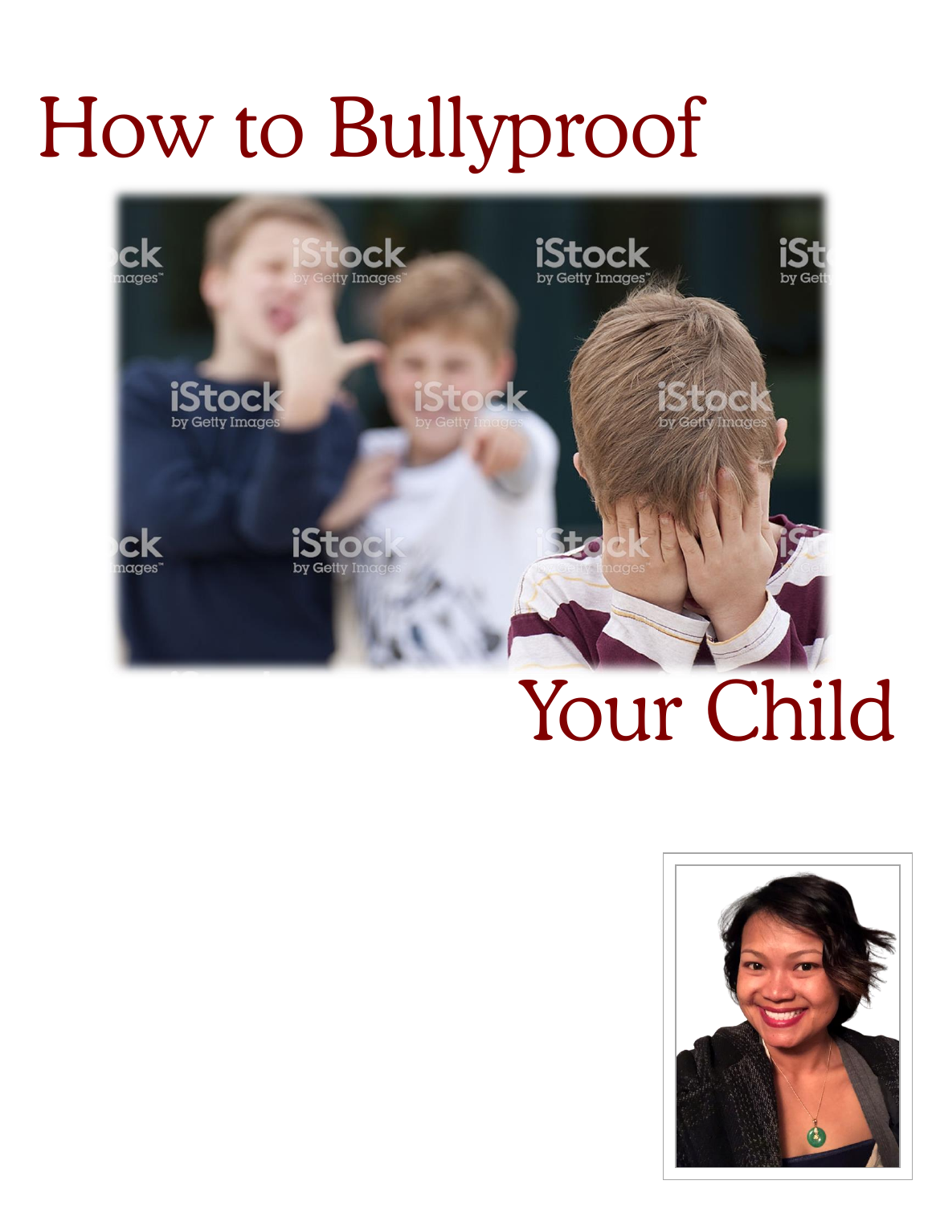# How to Bullyproof

# Your Child